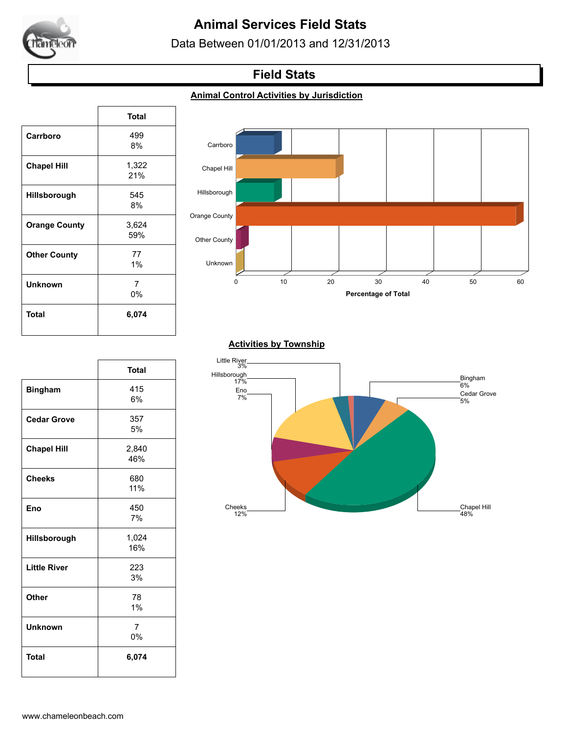# Animal Services Field Stats

Data Between 01/01/2013 and 12/31/2013

## Field Stats

### Animal Control Activities by Jurisdiction

| | Total |
|---|---|
| **Carrboro** | 499<br>8% |
| **Chapel Hill** | 1,322<br>21% |
| **Hillsborough** | 545<br>8% |
| **Orange County** | 3,624<br>59% |
| **Other County** | 77<br>1% |
| **Unknown** | 7<br>0% |
| **Total** | **6,074** |

### Activities by Township

| | Total |
|---|---|
| **Bingham** | 415<br>6% |
| **Cedar Grove** | 357<br>5% |
| **Chapel Hill** | 2,840<br>46% |
| **Cheeks** | 680<br>11% |
| **Eno** | 450<br>7% |
| **Hillsborough** | 1,024<br>16% |
| **Little River** | 223<br>3% |
| **Other** | 78<br>1% |
| **Unknown** | 7<br>0% |
| **Total** | **6,074** |

www.chameleonbeach.com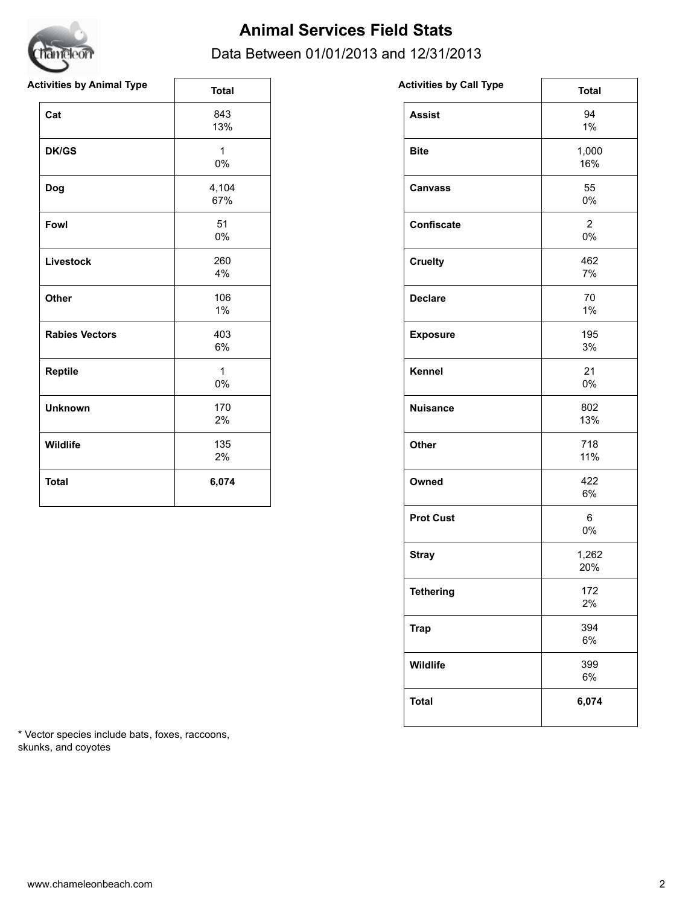# Animal Services Field Stats

Data Between 01/01/2013 and 12/31/2013

**Activities by Animal Type**

| | Total |
|---|---|
| **Cat** | 843<br>13% |
| **DK/GS** | 1<br>0% |
| **Dog** | 4,104<br>67% |
| **Fowl** | 51<br>0% |
| **Livestock** | 260<br>4% |
| **Other** | 106<br>1% |
| **Rabies Vectors** | 403<br>6% |
| **Reptile** | 1<br>0% |
| **Unknown** | 170<br>2% |
| **Wildlife** | 135<br>2% |
| **Total** | **6,074** |

**Activities by Call Type**

| | Total |
|---|---|
| **Assist** | 94<br>1% |
| **Bite** | 1,000<br>16% |
| **Canvass** | 55<br>0% |
| **Confiscate** | 2<br>0% |
| **Cruelty** | 462<br>7% |
| **Declare** | 70<br>1% |
| **Exposure** | 195<br>3% |
| **Kennel** | 21<br>0% |
| **Nuisance** | 802<br>13% |
| **Other** | 718<br>11% |
| **Owned** | 422<br>6% |
| **Prot Cust** | 6<br>0% |
| **Stray** | 1,262<br>20% |
| **Tethering** | 172<br>2% |
| **Trap** | 394<br>6% |
| **Wildlife** | 399<br>6% |
| **Total** | **6,074** |

* Vector species include bats, foxes, raccoons, skunks, and coyotes

www.chameleonbeach.com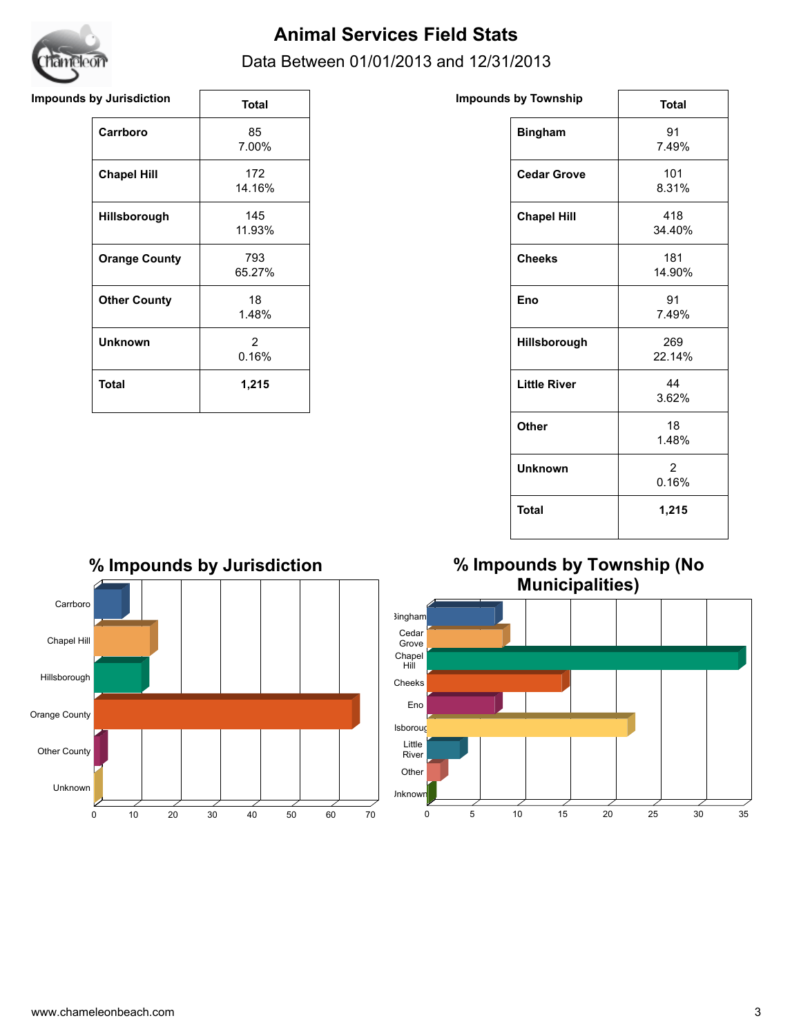# Animal Services Field Stats

Data Between 01/01/2013 and 12/31/2013

**Impounds by Jurisdiction**

| | Total |
|---|---|
| **Carrboro** | 85<br>7.00% |
| **Chapel Hill** | 172<br>14.16% |
| **Hillsborough** | 145<br>11.93% |
| **Orange County** | 793<br>65.27% |
| **Other County** | 18<br>1.48% |
| **Unknown** | 2<br>0.16% |
| **Total** | **1,215** |

**Impounds by Township**

| | Total |
|---|---|
| **Bingham** | 91<br>7.49% |
| **Cedar Grove** | 101<br>8.31% |
| **Chapel Hill** | 418<br>34.40% |
| **Cheeks** | 181<br>14.90% |
| **Eno** | 91<br>7.49% |
| **Hillsborough** | 269<br>22.14% |
| **Little River** | 44<br>3.62% |
| **Other** | 18<br>1.48% |
| **Unknown** | 2<br>0.16% |
| **Total** | **1,215** |

## % Impounds by Jurisdiction

Carrboro
Chapel Hill
Hillsborough
Orange County
Other County
Unknown

0 10 20 30 40 50 60 70

## % Impounds by Township (No Municipalities)

Bingham
Cedar Grove
Chapel Hill
Cheeks
Eno
Hillsborough
Little River
Other
Unknown

0 5 10 15 20 25 30 35

www.chameleonbeach.com